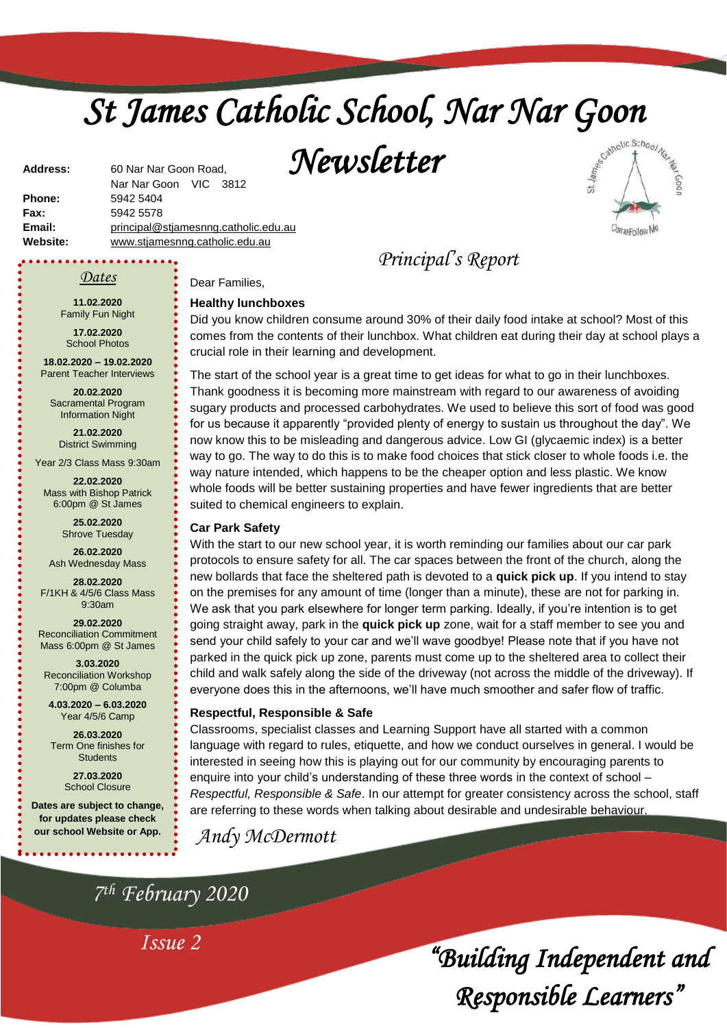# St James Catholic School, Nar Nar Goon Newsletter

**Address:** 60 Nar Nar Goon Road, Nar Nar Goon VIC 3812
**Phone:** 5942 5404
**Fax:** 5942 5578
**Email:** principal@stjamesnng.catholic.edu.au
**Website:** www.stjamesnng.catholic.edu.au

## Dates

**11.02.2020**
Family Fun Night

**17.02.2020**
School Photos

**18.02.2020 – 19.02.2020**
Parent Teacher Interviews

**20.02.2020**
Sacramental Program Information Night

**21.02.2020**
District Swimming

Year 2/3 Class Mass 9:30am

**22.02.2020**
Mass with Bishop Patrick 6:00pm @ St James

**25.02.2020**
Shrove Tuesday

**26.02.2020**
Ash Wednesday Mass

**28.02.2020**
F/1KH & 4/5/6 Class Mass 9:30am

**29.02.2020**
Reconciliation Commitment Mass 6:00pm @ St James

**3.03.2020**
Reconciliation Workshop 7:00pm @ Columba

**4.03.2020 – 6.03.2020**
Year 4/5/6 Camp

**26.03.2020**
Term One finishes for Students

**27.03.2020**
School Closure

**Dates are subject to change, for updates please check our school Website or App.**

## Principal's Report

Dear Families,

**Healthy lunchboxes**

Did you know children consume around 30% of their daily food intake at school? Most of this comes from the contents of their lunchbox. What children eat during their day at school plays a crucial role in their learning and development.

The start of the school year is a great time to get ideas for what to go in their lunchboxes. Thank goodness it is becoming more mainstream with regard to our awareness of avoiding sugary products and processed carbohydrates. We used to believe this sort of food was good for us because it apparently "provided plenty of energy to sustain us throughout the day". We now know this to be misleading and dangerous advice. Low GI (glycaemic index) is a better way to go. The way to do this is to make food choices that stick closer to whole foods i.e. the way nature intended, which happens to be the cheaper option and less plastic. We know whole foods will be better sustaining properties and have fewer ingredients that are better suited to chemical engineers to explain.

**Car Park Safety**

With the start to our new school year, it is worth reminding our families about our car park protocols to ensure safety for all. The car spaces between the front of the church, along the new bollards that face the sheltered path is devoted to a **quick pick up**. If you intend to stay on the premises for any amount of time (longer than a minute), these are not for parking in. We ask that you park elsewhere for longer term parking. Ideally, if you're intention is to get going straight away, park in the **quick pick up** zone, wait for a staff member to see you and send your child safely to your car and we'll wave goodbye! Please note that if you have not parked in the quick pick up zone, parents must come up to the sheltered area to collect their child and walk safely along the side of the driveway (not across the middle of the driveway). If everyone does this in the afternoons, we'll have much smoother and safer flow of traffic.

**Respectful, Responsible & Safe**

Classrooms, specialist classes and Learning Support have all started with a common language with regard to rules, etiquette, and how we conduct ourselves in general. I would be interested in seeing how this is playing out for our community by encouraging parents to enquire into your child's understanding of these three words in the context of school – *Respectful, Responsible & Safe*. In our attempt for greater consistency across the school, staff are referring to these words when talking about desirable and undesirable behaviour.

*Andy McDermott*

*7th February 2020*

*Issue 2*

*"Building Independent and Responsible Learners"*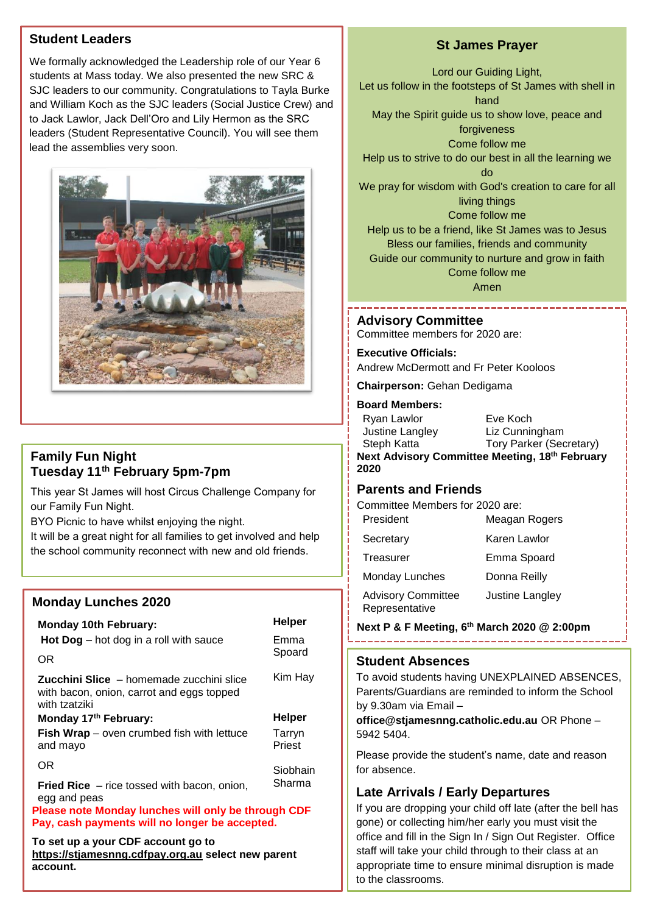## Student Leaders

We formally acknowledged the Leadership role of our Year 6 students at Mass today. We also presented the new SRC & SJC leaders to our community. Congratulations to Tayla Burke and William Koch as the SJC leaders (Social Justice Crew) and to Jack Lawlor, Jack Dell'Oro and Lily Hermon as the SRC leaders (Student Representative Council). You will see them lead the assemblies very soon.

## Family Fun Night
## Tuesday 11th February 5pm-7pm

This year St James will host Circus Challenge Company for our Family Fun Night.

BYO Picnic to have whilst enjoying the night.

It will be a great night for all families to get involved and help the school community reconnect with new and old friends.

## Monday Lunches 2020

| **Monday 10th February:** | **Helper** |
|---|---|
| **Hot Dog** – hot dog in a roll with sauce | Emma Spoard |
| OR | |
| **Zucchini Slice** – homemade zucchini slice with bacon, onion, carrot and eggs topped with tzatziki | Kim Hay |
| **Monday 17th February:** | **Helper** |
| **Fish Wrap** – oven crumbed fish with lettuce and mayo | Tarryn Priest |
| OR | Siobhain Sharma |
| **Fried Rice** – rice tossed with bacon, onion, egg and peas | |

**Please note Monday lunches will only be through CDF Pay, cash payments will no longer be accepted.**

**To set up a your CDF account go to https://stjamesnng.cdfpay.org.au select new parent account.**

## St James Prayer

Lord our Guiding Light,
Let us follow in the footsteps of St James with shell in hand
May the Spirit guide us to show love, peace and forgiveness
Come follow me
Help us to strive to do our best in all the learning we do
We pray for wisdom with God's creation to care for all living things
Come follow me
Help us to be a friend, like St James was to Jesus
Bless our families, friends and community
Guide our community to nurture and grow in faith
Come follow me
Amen

## Advisory Committee

Committee members for 2020 are:

**Executive Officials:**
Andrew McDermott and Fr Peter Kooloos

**Chairperson:** Gehan Dedigama

**Board Members:**

| | |
|---|---|
| Ryan Lawlor | Eve Koch |
| Justine Langley | Liz Cunningham |
| Steph Katta | Tory Parker (Secretary) |

**Next Advisory Committee Meeting, 18th February 2020**

## Parents and Friends

Committee Members for 2020 are:

| | |
|---|---|
| President | Meagan Rogers |
| Secretary | Karen Lawlor |
| Treasurer | Emma Spoard |
| Monday Lunches | Donna Reilly |
| Advisory Committee Representative | Justine Langley |

**Next P & F Meeting, 6th March 2020 @ 2:00pm**

## Student Absences

To avoid students having UNEXPLAINED ABSENCES, Parents/Guardians are reminded to inform the School by 9.30am via Email – **office@stjamesnng.catholic.edu.au** OR Phone – 5942 5404.

Please provide the student's name, date and reason for absence.

## Late Arrivals / Early Departures

If you are dropping your child off late (after the bell has gone) or collecting him/her early you must visit the office and fill in the Sign In / Sign Out Register. Office staff will take your child through to their class at an appropriate time to ensure minimal disruption is made to the classrooms.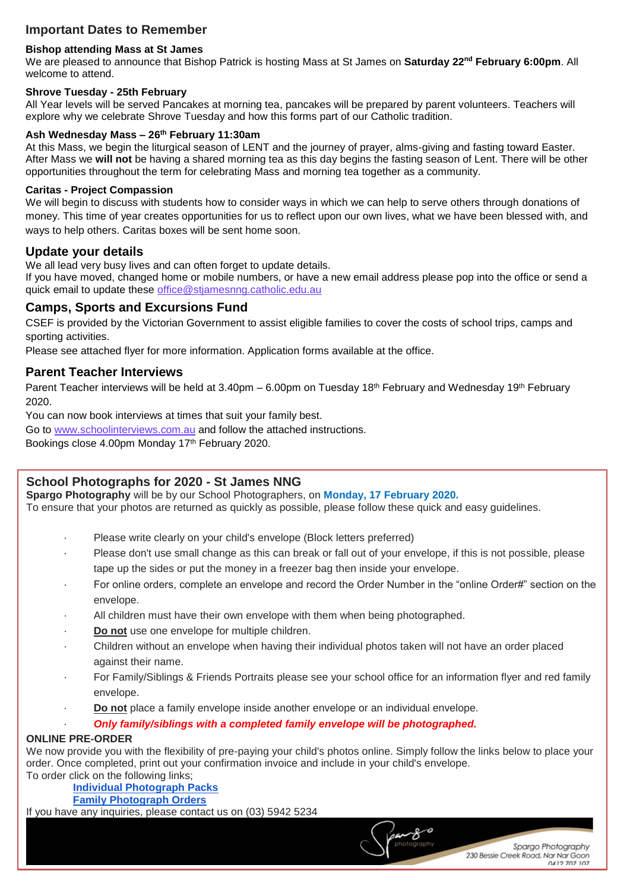## Important Dates to Remember

### Bishop attending Mass at St James

We are pleased to announce that Bishop Patrick is hosting Mass at St James on **Saturday 22nd February 6:00pm**. All welcome to attend.

### Shrove Tuesday - 25th February

All Year levels will be served Pancakes at morning tea, pancakes will be prepared by parent volunteers. Teachers will explore why we celebrate Shrove Tuesday and how this forms part of our Catholic tradition.

### Ash Wednesday Mass – 26th February 11:30am

At this Mass, we begin the liturgical season of LENT and the journey of prayer, alms-giving and fasting toward Easter. After Mass we **will not** be having a shared morning tea as this day begins the fasting season of Lent. There will be other opportunities throughout the term for celebrating Mass and morning tea together as a community.

### Caritas - Project Compassion

We will begin to discuss with students how to consider ways in which we can help to serve others through donations of money. This time of year creates opportunities for us to reflect upon our own lives, what we have been blessed with, and ways to help others. Caritas boxes will be sent home soon.

## Update your details

We all lead very busy lives and can often forget to update details.
If you have moved, changed home or mobile numbers, or have a new email address please pop into the office or send a quick email to update these office@stjamesnng.catholic.edu.au

## Camps, Sports and Excursions Fund

CSEF is provided by the Victorian Government to assist eligible families to cover the costs of school trips, camps and sporting activities.

Please see attached flyer for more information. Application forms available at the office.

## Parent Teacher Interviews

Parent Teacher interviews will be held at 3.40pm – 6.00pm on Tuesday 18th February and Wednesday 19th February 2020.

You can now book interviews at times that suit your family best.

Go to www.schoolinterviews.com.au and follow the attached instructions.

Bookings close 4.00pm Monday 17th February 2020.

## School Photographs for 2020 - St James NNG

**Spargo Photography** will be by our School Photographers, on **Monday, 17 February 2020.**
To ensure that your photos are returned as quickly as possible, please follow these quick and easy guidelines.

- Please write clearly on your child's envelope (Block letters preferred)
- Please don't use small change as this can break or fall out of your envelope, if this is not possible, please tape up the sides or put the money in a freezer bag then inside your envelope.
- For online orders, complete an envelope and record the Order Number in the "online Order#" section on the envelope.
- All children must have their own envelope with them when being photographed.
- **Do not** use one envelope for multiple children.
- Children without an envelope when having their individual photos taken will not have an order placed against their name.
- For Family/Siblings & Friends Portraits please see your school office for an information flyer and red family envelope.
- **Do not** place a family envelope inside another envelope or an individual envelope.
- ***Only family/siblings with a completed family envelope will be photographed.***

**ONLINE PRE-ORDER**

We now provide you with the flexibility of pre-paying your child's photos online. Simply follow the links below to place your order. Once completed, print out your confirmation invoice and include in your child's envelope.
To order click on the following links;

**Individual Photograph Packs**
**Family Photograph Orders**

If you have any inquiries, please contact us on (03) 5942 5234

Spargo Photography
230 Bessie Creek Road, Nar Nar Goon
0412 707 107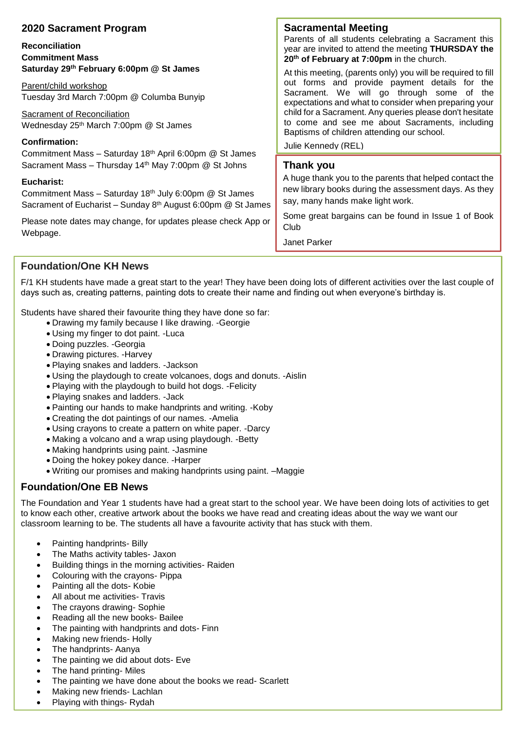## 2020 Sacrament Program

**Reconciliation**
**Commitment Mass**
**Saturday 29th February 6:00pm @ St James**

Parent/child workshop
Tuesday 3rd March 7:00pm @ Columba Bunyip

Sacrament of Reconciliation
Wednesday 25th March 7:00pm @ St James

**Confirmation:**
Commitment Mass – Saturday 18th April 6:00pm @ St James
Sacrament Mass – Thursday 14th May 7:00pm @ St Johns

**Eucharist:**
Commitment Mass – Saturday 18th July 6:00pm @ St James
Sacrament of Eucharist – Sunday 8th August 6:00pm @ St James

Please note dates may change, for updates please check App or Webpage.

## Sacramental Meeting

Parents of all students celebrating a Sacrament this year are invited to attend the meeting **THURSDAY the 20th of February at 7:00pm** in the church.

At this meeting, (parents only) you will be required to fill out forms and provide payment details for the Sacrament. We will go through some of the expectations and what to consider when preparing your child for a Sacrament. Any queries please don't hesitate to come and see me about Sacraments, including Baptisms of children attending our school.

Julie Kennedy (REL)

## Thank you

A huge thank you to the parents that helped contact the new library books during the assessment days. As they say, many hands make light work.

Some great bargains can be found in Issue 1 of Book Club

Janet Parker

## Foundation/One KH News

F/1 KH students have made a great start to the year! They have been doing lots of different activities over the last couple of days such as, creating patterns, painting dots to create their name and finding out when everyone's birthday is.

Students have shared their favourite thing they have done so far:

- Drawing my family because I like drawing. -Georgie
- Using my finger to dot paint. -Luca
- Doing puzzles. -Georgia
- Drawing pictures. -Harvey
- Playing snakes and ladders. -Jackson
- Using the playdough to create volcanoes, dogs and donuts. -Aislin
- Playing with the playdough to build hot dogs. -Felicity
- Playing snakes and ladders. -Jack
- Painting our hands to make handprints and writing. -Koby
- Creating the dot paintings of our names. -Amelia
- Using crayons to create a pattern on white paper. -Darcy
- Making a volcano and a wrap using playdough. -Betty
- Making handprints using paint. -Jasmine
- Doing the hokey pokey dance. -Harper
- Writing our promises and making handprints using paint. –Maggie

## Foundation/One EB News

The Foundation and Year 1 students have had a great start to the school year. We have been doing lots of activities to get to know each other, creative artwork about the books we have read and creating ideas about the way we want our classroom learning to be. The students all have a favourite activity that has stuck with them.

- Painting handprints- Billy
- The Maths activity tables- Jaxon
- Building things in the morning activities- Raiden
- Colouring with the crayons- Pippa
- Painting all the dots- Kobie
- All about me activities- Travis
- The crayons drawing- Sophie
- Reading all the new books- Bailee
- The painting with handprints and dots- Finn
- Making new friends- Holly
- The handprints- Aanya
- The painting we did about dots- Eve
- The hand printing- Miles
- The painting we have done about the books we read- Scarlett
- Making new friends- Lachlan
- Playing with things- Rydah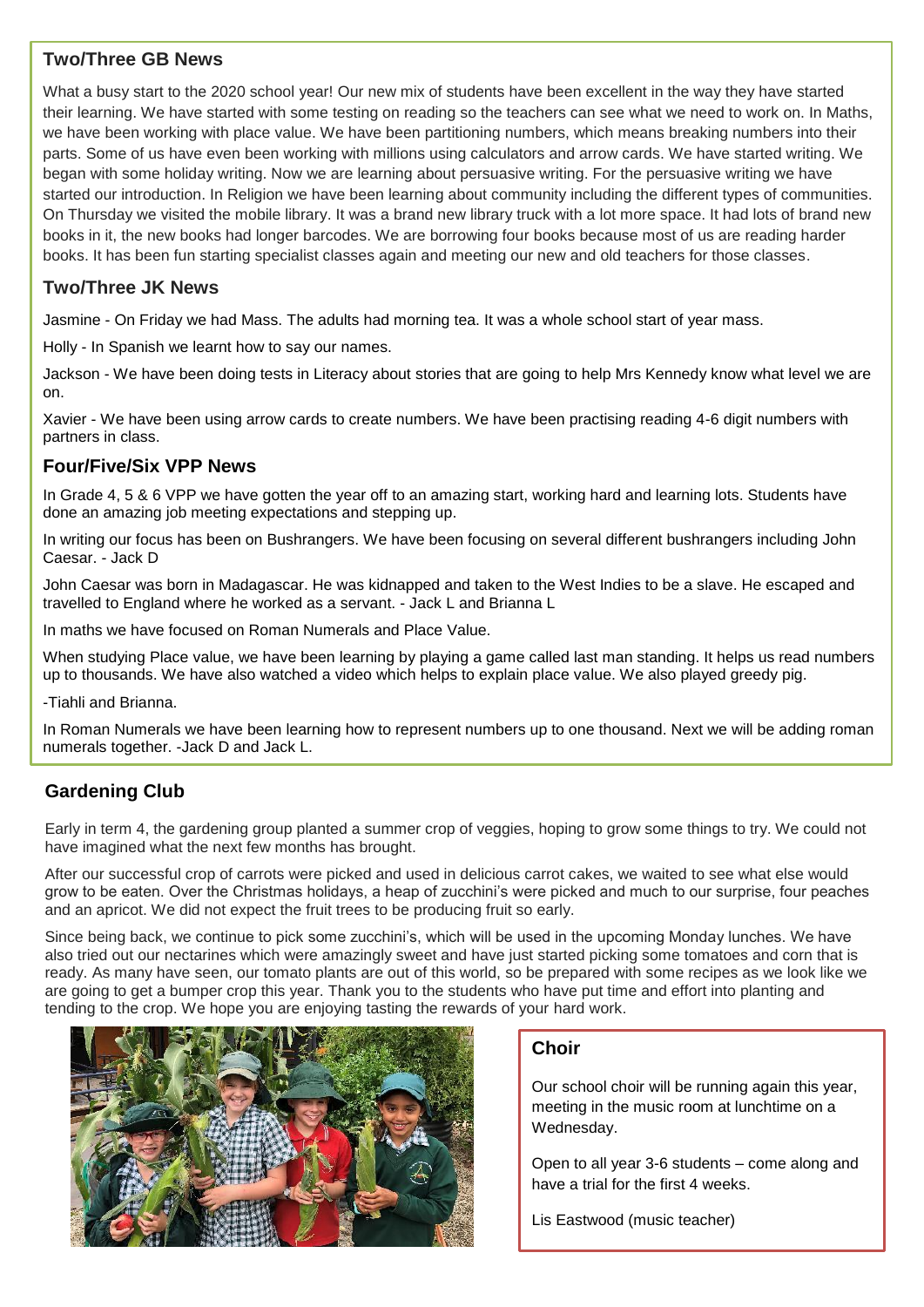## Two/Three GB News

What a busy start to the 2020 school year! Our new mix of students have been excellent in the way they have started their learning. We have started with some testing on reading so the teachers can see what we need to work on. In Maths, we have been working with place value. We have been partitioning numbers, which means breaking numbers into their parts. Some of us have even been working with millions using calculators and arrow cards. We have started writing. We began with some holiday writing. Now we are learning about persuasive writing. For the persuasive writing we have started our introduction. In Religion we have been learning about community including the different types of communities. On Thursday we visited the mobile library. It was a brand new library truck with a lot more space. It had lots of brand new books in it, the new books had longer barcodes. We are borrowing four books because most of us are reading harder books. It has been fun starting specialist classes again and meeting our new and old teachers for those classes.

## Two/Three JK News

Jasmine - On Friday we had Mass. The adults had morning tea. It was a whole school start of year mass.

Holly - In Spanish we learnt how to say our names.

Jackson - We have been doing tests in Literacy about stories that are going to help Mrs Kennedy know what level we are on.

Xavier - We have been using arrow cards to create numbers. We have been practising reading 4-6 digit numbers with partners in class.

## Four/Five/Six VPP News

In Grade 4, 5 & 6 VPP we have gotten the year off to an amazing start, working hard and learning lots. Students have done an amazing job meeting expectations and stepping up.

In writing our focus has been on Bushrangers. We have been focusing on several different bushrangers including John Caesar. - Jack D

John Caesar was born in Madagascar. He was kidnapped and taken to the West Indies to be a slave. He escaped and travelled to England where he worked as a servant. - Jack L and Brianna L

In maths we have focused on Roman Numerals and Place Value.

When studying Place value, we have been learning by playing a game called last man standing. It helps us read numbers up to thousands. We have also watched a video which helps to explain place value. We also played greedy pig.

-Tiahli and Brianna.

In Roman Numerals we have been learning how to represent numbers up to one thousand. Next we will be adding roman numerals together. -Jack D and Jack L.

## Gardening Club

Early in term 4, the gardening group planted a summer crop of veggies, hoping to grow some things to try. We could not have imagined what the next few months has brought.

After our successful crop of carrots were picked and used in delicious carrot cakes, we waited to see what else would grow to be eaten. Over the Christmas holidays, a heap of zucchini's were picked and much to our surprise, four peaches and an apricot. We did not expect the fruit trees to be producing fruit so early.

Since being back, we continue to pick some zucchini's, which will be used in the upcoming Monday lunches. We have also tried out our nectarines which were amazingly sweet and have just started picking some tomatoes and corn that is ready. As many have seen, our tomato plants are out of this world, so be prepared with some recipes as we look like we are going to get a bumper crop this year. Thank you to the students who have put time and effort into planting and tending to the crop. We hope you are enjoying tasting the rewards of your hard work.

## Choir

Our school choir will be running again this year, meeting in the music room at lunchtime on a Wednesday.

Open to all year 3-6 students – come along and have a trial for the first 4 weeks.

Lis Eastwood (music teacher)